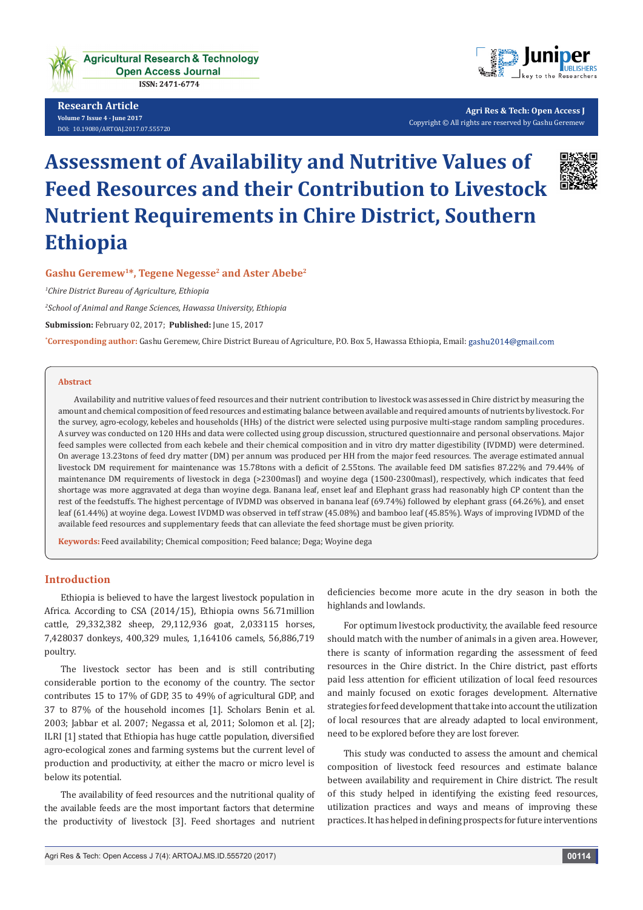Research Article

Volume 7 Issue 4 - June 2017

DOI: 10.19080/ARTOAJ.2017.07.555720

Agri Res & Tech: Open Access J

Copyright © All rights are reserved by Gashu Geremew

# Assessment of Availability and Nutritive Values of Feed Resources and their Contribution to Livestock Nutrient Requirements in Chire District, Southern Ethiopia

**Gashu Geremew[1]*, Tegene Negesse[2] and Aster Abebe[2]**

[1]*Chire District Bureau of Agriculture, Ethiopia*

[2]*School of Animal and Range Sciences, Hawassa University, Ethiopia*

**Submission:** February 02, 2017; **Published:** June 15, 2017

***Corresponding author:** Gashu Geremew, Chire District Bureau of Agriculture, P.O. Box 5, Hawassa Ethiopia, Email: gashu2014@gmail.com

## Abstract

Availability and nutritive values of feed resources and their nutrient contribution to livestock was assessed in Chire district by measuring the amount and chemical composition of feed resources and estimating balance between available and required amounts of nutrients by livestock. For the survey, agro-ecology, kebeles and households (HHs) of the district were selected using purposive multi-stage random sampling procedures. A survey was conducted on 120 HHs and data were collected using group discussion, structured questionnaire and personal observations. Major feed samples were collected from each kebele and their chemical composition and in vitro dry matter digestibility (IVDMD) were determined. On average 13.23tons of feed dry matter (DM) per annum was produced per HH from the major feed resources. The average estimated annual livestock DM requirement for maintenance was 15.78tons with a deficit of 2.55tons. The available feed DM satisfies 87.22% and 79.44% of maintenance DM requirements of livestock in dega (>2300masl) and woyine dega (1500-2300masl), respectively, which indicates that feed shortage was more aggravated at dega than woyine dega. Banana leaf, enset leaf and Elephant grass had reasonably high CP content than the rest of the feedstuffs. The highest percentage of IVDMD was observed in banana leaf (69.74%) followed by elephant grass (64.26%), and enset leaf (61.44%) at woyine dega. Lowest IVDMD was observed in teff straw (45.08%) and bamboo leaf (45.85%). Ways of improving IVDMD of the available feed resources and supplementary feeds that can alleviate the feed shortage must be given priority.

**Keywords:** Feed availability; Chemical composition; Feed balance; Dega; Woyine dega

## Introduction

Ethiopia is believed to have the largest livestock population in Africa. According to CSA (2014/15), Ethiopia owns 56.71million cattle, 29,332,382 sheep, 29,112,936 goat, 2,033115 horses, 7,428037 donkeys, 400,329 mules, 1,164106 camels, 56,886,719 poultry.

The livestock sector has been and is still contributing considerable portion to the economy of the country. The sector contributes 15 to 17% of GDP, 35 to 49% of agricultural GDP, and 37 to 87% of the household incomes [1]. Scholars Benin et al. 2003; Jabbar et al. 2007; Negassa et al, 2011; Solomon et al. [2]; ILRI [1] stated that Ethiopia has huge cattle population, diversified agro-ecological zones and farming systems but the current level of production and productivity, at either the macro or micro level is below its potential.

The availability of feed resources and the nutritional quality of the available feeds are the most important factors that determine the productivity of livestock [3]. Feed shortages and nutrient deficiencies become more acute in the dry season in both the highlands and lowlands.

For optimum livestock productivity, the available feed resource should match with the number of animals in a given area. However, there is scanty of information regarding the assessment of feed resources in the Chire district. In the Chire district, past efforts paid less attention for efficient utilization of local feed resources and mainly focused on exotic forages development. Alternative strategies for feed development that take into account the utilization of local resources that are already adapted to local environment, need to be explored before they are lost forever.

This study was conducted to assess the amount and chemical composition of livestock feed resources and estimate balance between availability and requirement in Chire district. The result of this study helped in identifying the existing feed resources, utilization practices and ways and means of improving these practices. It has helped in defining prospects for future interventions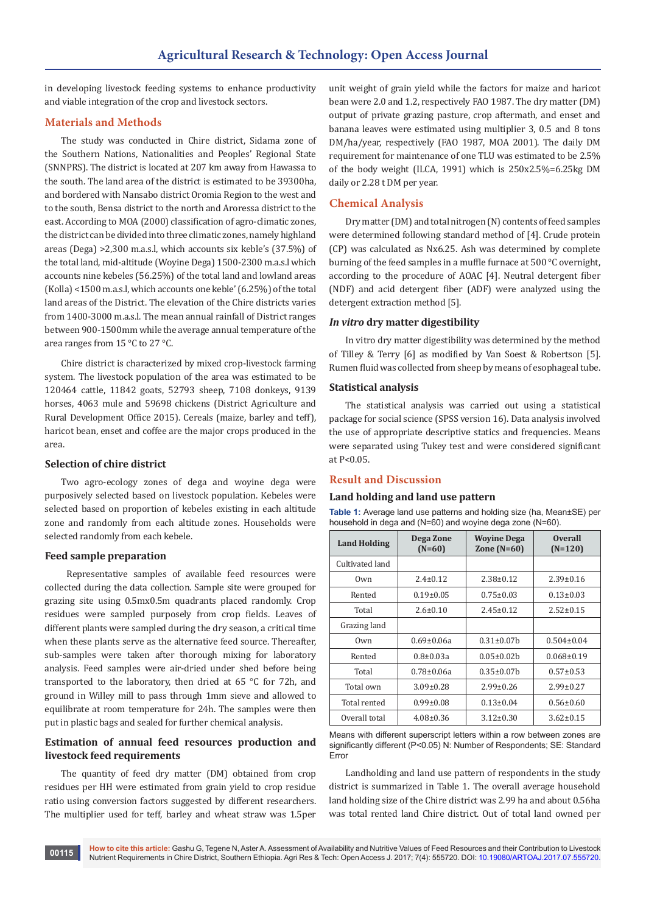in developing livestock feeding systems to enhance productivity and viable integration of the crop and livestock sectors.

## Materials and Methods

The study was conducted in Chire district, Sidama zone of the Southern Nations, Nationalities and Peoples' Regional State (SNNPRS). The district is located at 207 km away from Hawassa to the south. The land area of the district is estimated to be 39300ha, and bordered with Nansabo district Oromia Region to the west and to the south, Bensa district to the north and Aroressa district to the east. According to MOA (2000) classification of agro-climatic zones, the district can be divided into three climatic zones, namely highland areas (Dega) >2,300 m.a.s.l, which accounts six keble's (37.5%) of the total land, mid-altitude (Woyine Dega) 1500-2300 m.a.s.l which accounts nine kebeles (56.25%) of the total land and lowland areas (Kolla) <1500 m.a.s.l, which accounts one keble' (6.25%) of the total land areas of the District. The elevation of the Chire districts varies from 1400-3000 m.a.s.l. The mean annual rainfall of District ranges between 900-1500mm while the average annual temperature of the area ranges from 15 °C to 27 °C.

Chire district is characterized by mixed crop-livestock farming system. The livestock population of the area was estimated to be 120464 cattle, 11842 goats, 52793 sheep, 7108 donkeys, 9139 horses, 4063 mule and 59698 chickens (District Agriculture and Rural Development Office 2015). Cereals (maize, barley and teff), haricot bean, enset and coffee are the major crops produced in the area.

### Selection of chire district

Two agro-ecology zones of dega and woyine dega were purposively selected based on livestock population. Kebeles were selected based on proportion of kebeles existing in each altitude zone and randomly from each altitude zones. Households were selected randomly from each kebele.

### Feed sample preparation

Representative samples of available feed resources were collected during the data collection. Sample site were grouped for grazing site using 0.5mx0.5m quadrants placed randomly. Crop residues were sampled purposely from crop fields. Leaves of different plants were sampled during the dry season, a critical time when these plants serve as the alternative feed source. Thereafter, sub-samples were taken after thorough mixing for laboratory analysis. Feed samples were air-dried under shed before being transported to the laboratory, then dried at 65 °C for 72h, and ground in Willey mill to pass through 1mm sieve and allowed to equilibrate at room temperature for 24h. The samples were then put in plastic bags and sealed for further chemical analysis.

### Estimation of annual feed resources production and livestock feed requirements

The quantity of feed dry matter (DM) obtained from crop residues per HH were estimated from grain yield to crop residue ratio using conversion factors suggested by different researchers. The multiplier used for teff, barley and wheat straw was 1.5per unit weight of grain yield while the factors for maize and haricot bean were 2.0 and 1.2, respectively FAO 1987. The dry matter (DM) output of private grazing pasture, crop aftermath, and enset and banana leaves were estimated using multiplier 3, 0.5 and 8 tons DM/ha/year, respectively (FAO 1987, MOA 2001). The daily DM requirement for maintenance of one TLU was estimated to be 2.5% of the body weight (ILCA, 1991) which is 250x2.5%=6.25kg DM daily or 2.28 t DM per year.

## Chemical Analysis

Dry matter (DM) and total nitrogen (N) contents of feed samples were determined following standard method of [4]. Crude protein (CP) was calculated as Nx6.25. Ash was determined by complete burning of the feed samples in a muffle furnace at 500 °C overnight, according to the procedure of AOAC [4]. Neutral detergent fiber (NDF) and acid detergent fiber (ADF) were analyzed using the detergent extraction method [5].

### *In vitro* dry matter digestibility

In vitro dry matter digestibility was determined by the method of Tilley & Terry [6] as modified by Van Soest & Robertson [5]. Rumen fluid was collected from sheep by means of esophageal tube.

### Statistical analysis

The statistical analysis was carried out using a statistical package for social science (SPSS version 16). Data analysis involved the use of appropriate descriptive statics and frequencies. Means were separated using Tukey test and were considered significant at P<0.05.

## Result and Discussion

### Land holding and land use pattern

**Table 1:** Average land use patterns and holding size (ha, Mean±SE) per household in dega and (N=60) and woyine dega zone (N=60).

| Land Holding | Dega Zone (N=60) | Woyine Dega Zone (N=60) | Overall (N=120) |
|---|---|---|---|
| Cultivated land | | | |
| Own | 2.4±0.12 | 2.38±0.12 | 2.39±0.16 |
| Rented | 0.19±0.05 | 0.75±0.03 | 0.13±0.03 |
| Total | 2.6±0.10 | 2.45±0.12 | 2.52±0.15 |
| Grazing land | | | |
| Own | 0.69±0.06a | 0.31±0.07b | 0.504±0.04 |
| Rented | 0.8±0.03a | 0.05±0.02b | 0.068±0.19 |
| Total | 0.78±0.06a | 0.35±0.07b | 0.57±0.53 |
| Total own | 3.09±0.28 | 2.99±0.26 | 2.99±0.27 |
| Total rented | 0.99±0.08 | 0.13±0.04 | 0.56±0.60 |
| Overall total | 4.08±0.36 | 3.12±0.30 | 3.62±0.15 |

Means with different superscript letters within a row between zones are significantly different (P<0.05) N: Number of Respondents; SE: Standard Error

Landholding and land use pattern of respondents in the study district is summarized in Table 1. The overall average household land holding size of the Chire district was 2.99 ha and about 0.56ha was total rented land Chire district. Out of total land owned per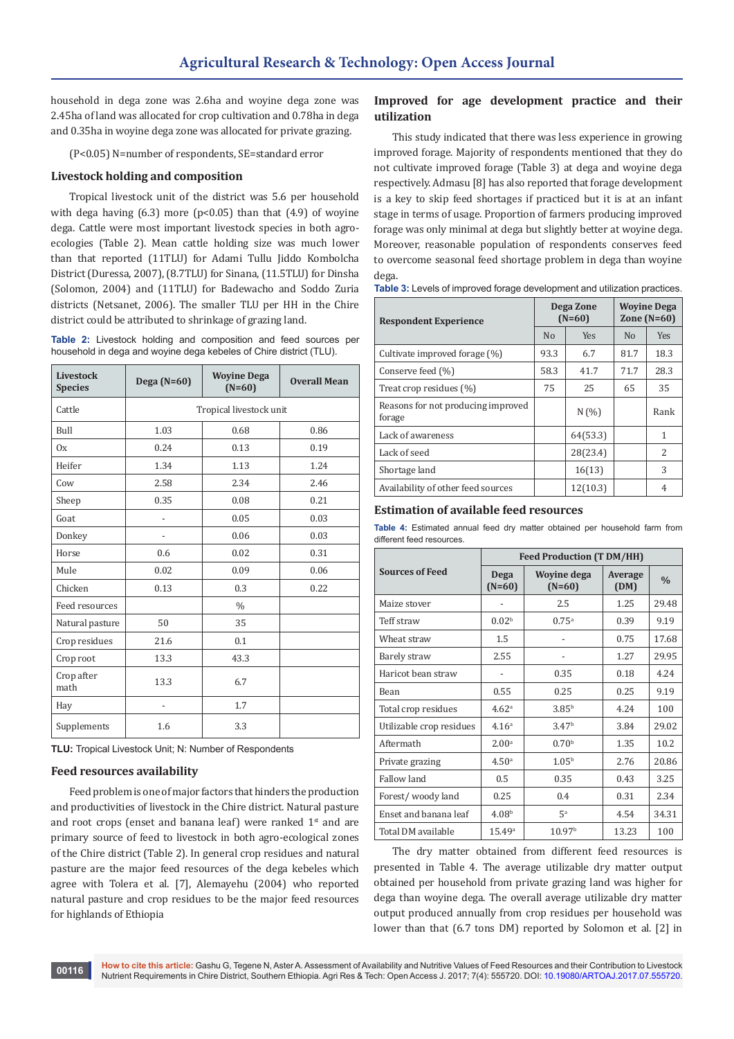household in dega zone was 2.6ha and woyine dega zone was 2.45ha of land was allocated for crop cultivation and 0.78ha in dega and 0.35ha in woyine dega zone was allocated for private grazing.

(P<0.05) N=number of respondents, SE=standard error

## Livestock holding and composition

Tropical livestock unit of the district was 5.6 per household with dega having (6.3) more (p<0.05) than that (4.9) of woyine dega. Cattle were most important livestock species in both agro-ecologies (Table 2). Mean cattle holding size was much lower than that reported (11TLU) for Adami Tullu Jiddo Kombolcha District (Duressa, 2007), (8.7TLU) for Sinana, (11.5TLU) for Dinsha (Solomon, 2004) and (11TLU) for Badewacho and Soddo Zuria districts (Netsanet, 2006). The smaller TLU per HH in the Chire district could be attributed to shrinkage of grazing land.

**Table 2:** Livestock holding and composition and feed sources per household in dega and woyine dega kebeles of Chire district (TLU).

| Livestock Species | Dega (N=60) | Woyine Dega (N=60) | Overall Mean |
|---|---|---|---|
| Cattle | Tropical livestock unit | | |
| Bull | 1.03 | 0.68 | 0.86 |
| Ox | 0.24 | 0.13 | 0.19 |
| Heifer | 1.34 | 1.13 | 1.24 |
| Cow | 2.58 | 2.34 | 2.46 |
| Sheep | 0.35 | 0.08 | 0.21 |
| Goat | - | 0.05 | 0.03 |
| Donkey | - | 0.06 | 0.03 |
| Horse | 0.6 | 0.02 | 0.31 |
| Mule | 0.02 | 0.09 | 0.06 |
| Chicken | 0.13 | 0.3 | 0.22 |
| Feed resources | % | | |
| Natural pasture | 50 | 35 | |
| Crop residues | 21.6 | 0.1 | |
| Crop root | 13.3 | 43.3 | |
| Crop after math | 13.3 | 6.7 | |
| Hay | - | 1.7 | |
| Supplements | 1.6 | 3.3 | |

TLU: Tropical Livestock Unit; N: Number of Respondents

## Feed resources availability

Feed problem is one of major factors that hinders the production and productivities of livestock in the Chire district. Natural pasture and root crops (enset and banana leaf) were ranked 1st and are primary source of feed to livestock in both agro-ecological zones of the Chire district (Table 2). In general crop residues and natural pasture are the major feed resources of the dega kebeles which agree with Tolera et al. [7], Alemayehu (2004) who reported natural pasture and crop residues to be the major feed resources for highlands of Ethiopia

## Improved for age development practice and their utilization

This study indicated that there was less experience in growing improved forage. Majority of respondents mentioned that they do not cultivate improved forage (Table 3) at dega and woyine dega respectively. Admasu [8] has also reported that forage development is a key to skip feed shortages if practiced but it is at an infant stage in terms of usage. Proportion of farmers producing improved forage was only minimal at dega but slightly better at woyine dega. Moreover, reasonable population of respondents conserves feed to overcome seasonal feed shortage problem in dega than woyine dega.

**Table 3:** Levels of improved forage development and utilization practices.

| Respondent Experience | Dega Zone (N=60) | | Woyine Dega Zone (N=60) | |
|---|---|---|---|---|
| | No | Yes | No | Yes |
| Cultivate improved forage (%) | 93.3 | 6.7 | 81.7 | 18.3 |
| Conserve feed (%) | 58.3 | 41.7 | 71.7 | 28.3 |
| Treat crop residues (%) | 75 | 25 | 65 | 35 |
| Reasons for not producing improved forage | | N (%) | | Rank |
| Lack of awareness | | 64(53.3) | | 1 |
| Lack of seed | | 28(23.4) | | 2 |
| Shortage land | | 16(13) | | 3 |
| Availability of other feed sources | | 12(10.3) | | 4 |

## Estimation of available feed resources

**Table 4:** Estimated annual feed dry matter obtained per household farm from different feed resources.

| Sources of Feed | Feed Production (T DM/HH) | | | |
|---|---|---|---|---|
| | Dega (N=60) | Woyine dega (N=60) | Average (DM) | % |
| Maize stover | - | 2.5 | 1.25 | 29.48 |
| Teff straw | 0.02[b] | 0.75[a] | 0.39 | 9.19 |
| Wheat straw | 1.5 | - | 0.75 | 17.68 |
| Barely straw | 2.55 | - | 1.27 | 29.95 |
| Haricot bean straw | - | 0.35 | 0.18 | 4.24 |
| Bean | 0.55 | 0.25 | 0.25 | 9.19 |
| Total crop residues | 4.62[a] | 3.85[b] | 4.24 | 100 |
| Utilizable crop residues | 4.16[a] | 3.47[b] | 3.84 | 29.02 |
| Aftermath | 2.00[a] | 0.70[b] | 1.35 | 10.2 |
| Private grazing | 4.50[a] | 1.05[b] | 2.76 | 20.86 |
| Fallow land | 0.5 | 0.35 | 0.43 | 3.25 |
| Forest/ woody land | 0.25 | 0.4 | 0.31 | 2.34 |
| Enset and banana leaf | 4.08[b] | 5[a] | 4.54 | 34.31 |
| Total DM available | 15.49[a] | 10.97[b] | 13.23 | 100 |

The dry matter obtained from different feed resources is presented in Table 4. The average utilizable dry matter output obtained per household from private grazing land was higher for dega than woyine dega. The overall average utilizable dry matter output produced annually from crop residues per household was lower than that (6.7 tons DM) reported by Solomon et al. [2] in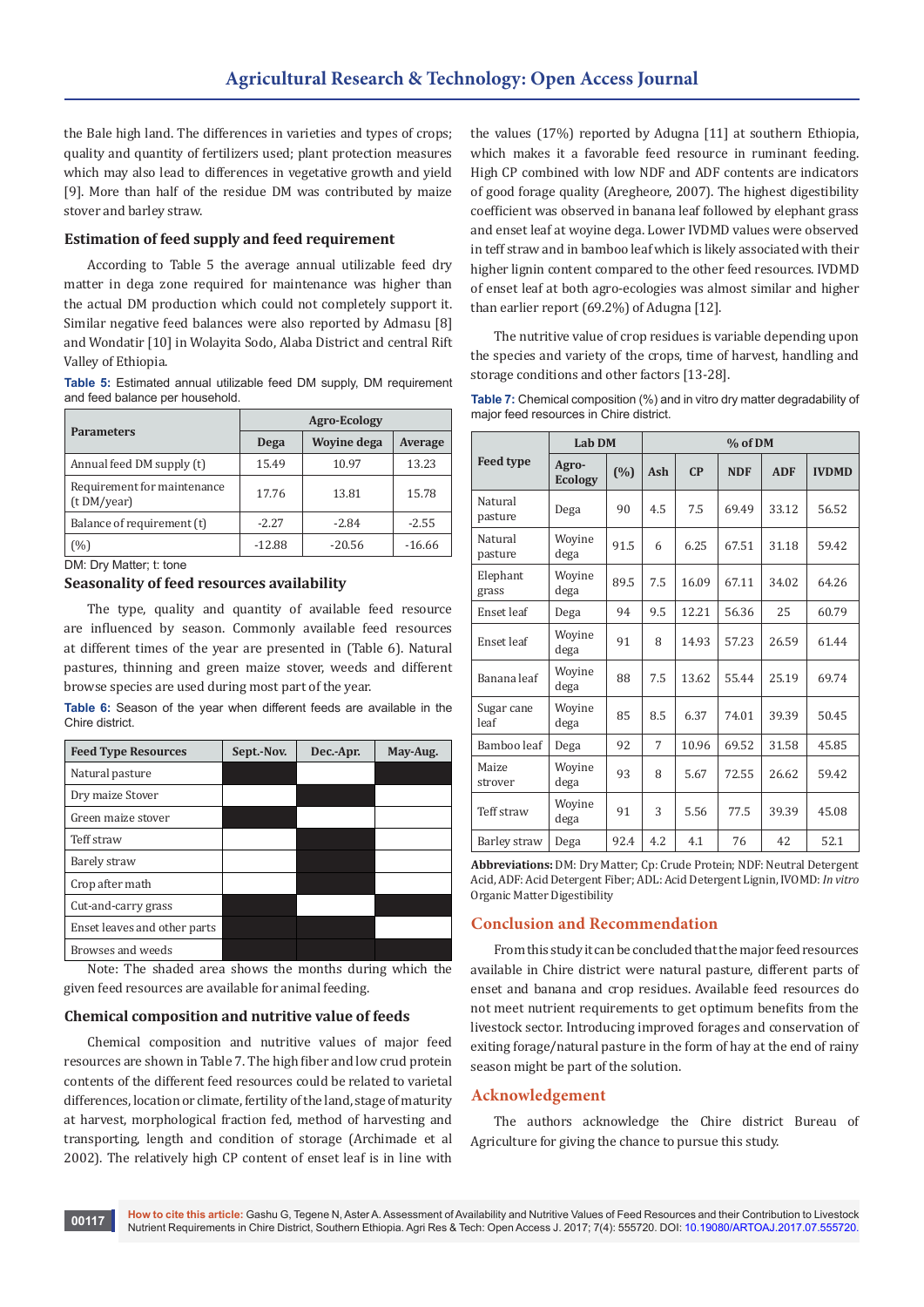the Bale high land. The differences in varieties and types of crops; quality and quantity of fertilizers used; plant protection measures which may also lead to differences in vegetative growth and yield [9]. More than half of the residue DM was contributed by maize stover and barley straw.

### Estimation of feed supply and feed requirement

According to Table 5 the average annual utilizable feed dry matter in dega zone required for maintenance was higher than the actual DM production which could not completely support it. Similar negative feed balances were also reported by Admasu [8] and Wondatir [10] in Wolayita Sodo, Alaba District and central Rift Valley of Ethiopia.

**Table 5:** Estimated annual utilizable feed DM supply, DM requirement and feed balance per household.

| Parameters | Agro-Ecology | | |
|---|---|---|---|
| | Dega | Woyine dega | Average |
| Annual feed DM supply (t) | 15.49 | 10.97 | 13.23 |
| Requirement for maintenance (t DM/year) | 17.76 | 13.81 | 15.78 |
| Balance of requirement (t) | -2.27 | -2.84 | -2.55 |
| (%) | -12.88 | -20.56 | -16.66 |

DM: Dry Matter; t: tone

### Seasonality of feed resources availability

The type, quality and quantity of available feed resource are influenced by season. Commonly available feed resources at different times of the year are presented in (Table 6). Natural pastures, thinning and green maize stover, weeds and different browse species are used during most part of the year.

**Table 6:** Season of the year when different feeds are available in the Chire district.

| Feed Type Resources | Sept.-Nov. | Dec.-Apr. | May-Aug. |
|---|---|---|---|
| Natural pasture | ■ | | ■ |
| Dry maize Stover | | ■ | |
| Green maize stover | ■ | | |
| Teff straw | | ■ | |
| Barely straw | | ■ | |
| Crop after math | | ■ | |
| Cut-and-carry grass | ■ | | ■ |
| Enset leaves and other parts | ■ | ■ | |
| Browses and weeds | ■ | ■ | ■ |

Note: The shaded area shows the months during which the given feed resources are available for animal feeding.

### Chemical composition and nutritive value of feeds

Chemical composition and nutritive values of major feed resources are shown in Table 7. The high fiber and low crud protein contents of the different feed resources could be related to varietal differences, location or climate, fertility of the land, stage of maturity at harvest, morphological fraction fed, method of harvesting and transporting, length and condition of storage (Archimade et al 2002). The relatively high CP content of enset leaf is in line with the values (17%) reported by Adugna [11] at southern Ethiopia, which makes it a favorable feed resource in ruminant feeding. High CP combined with low NDF and ADF contents are indicators of good forage quality (Aregheore, 2007). The highest digestibility coefficient was observed in banana leaf followed by elephant grass and enset leaf at woyine dega. Lower IVDMD values were observed in teff straw and in bamboo leaf which is likely associated with their higher lignin content compared to the other feed resources. IVDMD of enset leaf at both agro-ecologies was almost similar and higher than earlier report (69.2%) of Adugna [12].

The nutritive value of crop residues is variable depending upon the species and variety of the crops, time of harvest, handling and storage conditions and other factors [13-28].

**Table 7:** Chemical composition (%) and in vitro dry matter degradability of major feed resources in Chire district.

| Feed type | Lab DM | | % of DM | | | | |
|---|---|---|---|---|---|---|---|
| | Agro-Ecology | (%) | Ash | CP | NDF | ADF | IVDMD |
| Natural pasture | Dega | 90 | 4.5 | 7.5 | 69.49 | 33.12 | 56.52 |
| Natural pasture | Woyine dega | 91.5 | 6 | 6.25 | 67.51 | 31.18 | 59.42 |
| Elephant grass | Woyine dega | 89.5 | 7.5 | 16.09 | 67.11 | 34.02 | 64.26 |
| Enset leaf | Dega | 94 | 9.5 | 12.21 | 56.36 | 25 | 60.79 |
| Enset leaf | Woyine dega | 91 | 8 | 14.93 | 57.23 | 26.59 | 61.44 |
| Banana leaf | Woyine dega | 88 | 7.5 | 13.62 | 55.44 | 25.19 | 69.74 |
| Sugar cane leaf | Woyine dega | 85 | 8.5 | 6.37 | 74.01 | 39.39 | 50.45 |
| Bamboo leaf | Dega | 92 | 7 | 10.96 | 69.52 | 31.58 | 45.85 |
| Maize strover | Woyine dega | 93 | 8 | 5.67 | 72.55 | 26.62 | 59.42 |
| Teff straw | Woyine dega | 91 | 3 | 5.56 | 77.5 | 39.39 | 45.08 |
| Barley straw | Dega | 92.4 | 4.2 | 4.1 | 76 | 42 | 52.1 |

**Abbreviations:** DM: Dry Matter; Cp: Crude Protein; NDF: Neutral Detergent Acid, ADF: Acid Detergent Fiber; ADL: Acid Detergent Lignin, IVOMD: *In vitro* Organic Matter Digestibility

## Conclusion and Recommendation

From this study it can be concluded that the major feed resources available in Chire district were natural pasture, different parts of enset and banana and crop residues. Available feed resources do not meet nutrient requirements to get optimum benefits from the livestock sector. Introducing improved forages and conservation of exiting forage/natural pasture in the form of hay at the end of rainy season might be part of the solution.

## Acknowledgement

The authors acknowledge the Chire district Bureau of Agriculture for giving the chance to pursue this study.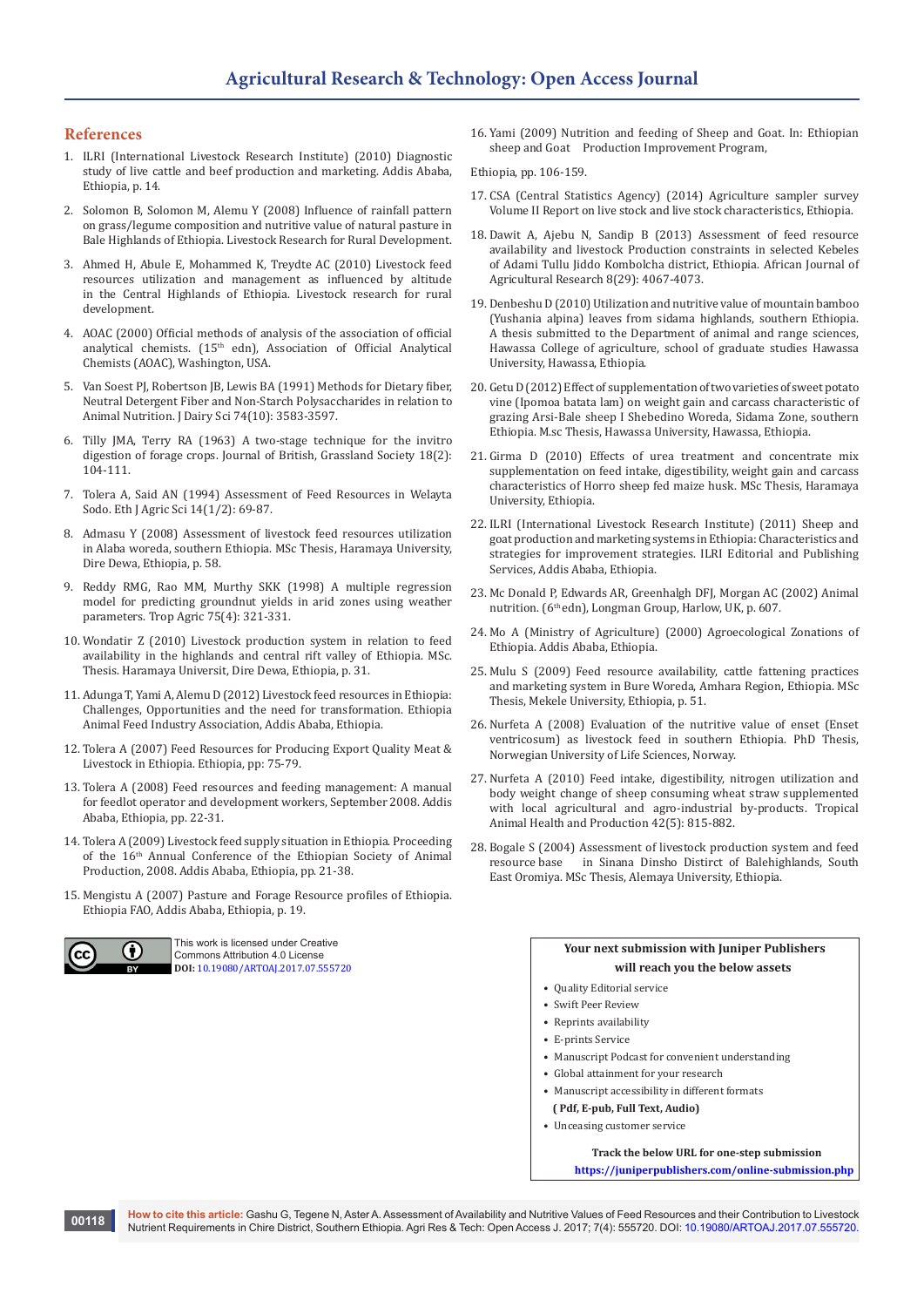## References

1. ILRI (International Livestock Research Institute) (2010) Diagnostic study of live cattle and beef production and marketing. Addis Ababa, Ethiopia, p. 14.
2. Solomon B, Solomon M, Alemu Y (2008) Influence of rainfall pattern on grass/legume composition and nutritive value of natural pasture in Bale Highlands of Ethiopia. Livestock Research for Rural Development.
3. Ahmed H, Abule E, Mohammed K, Treydte AC (2010) Livestock feed resources utilization and management as influenced by altitude in the Central Highlands of Ethiopia. Livestock research for rural development.
4. AOAC (2000) Official methods of analysis of the association of official analytical chemists. (15th edn), Association of Official Analytical Chemists (AOAC), Washington, USA.
5. Van Soest PJ, Robertson JB, Lewis BA (1991) Methods for Dietary fiber, Neutral Detergent Fiber and Non-Starch Polysaccharides in relation to Animal Nutrition. J Dairy Sci 74(10): 3583-3597.
6. Tilly JMA, Terry RA (1963) A two-stage technique for the invitro digestion of forage crops. Journal of British, Grassland Society 18(2): 104-111.
7. Tolera A, Said AN (1994) Assessment of Feed Resources in Welayta Sodo. Eth J Agric Sci 14(1/2): 69-87.
8. Admasu Y (2008) Assessment of livestock feed resources utilization in Alaba woreda, southern Ethiopia. MSc Thesis, Haramaya University, Dire Dewa, Ethiopia, p. 58.
9. Reddy RMG, Rao MM, Murthy SKK (1998) A multiple regression model for predicting groundnut yields in arid zones using weather parameters. Trop Agric 75(4): 321-331.
10. Wondatir Z (2010) Livestock production system in relation to feed availability in the highlands and central rift valley of Ethiopia. MSc. Thesis. Haramaya Universit, Dire Dewa, Ethiopia, p. 31.
11. Adunga T, Yami A, Alemu D (2012) Livestock feed resources in Ethiopia: Challenges, Opportunities and the need for transformation. Ethiopia Animal Feed Industry Association, Addis Ababa, Ethiopia.
12. Tolera A (2007) Feed Resources for Producing Export Quality Meat & Livestock in Ethiopia. Ethiopia, pp: 75-79.
13. Tolera A (2008) Feed resources and feeding management: A manual for feedlot operator and development workers, September 2008. Addis Ababa, Ethiopia, pp. 22-31.
14. Tolera A (2009) Livestock feed supply situation in Ethiopia. Proceeding of the 16th Annual Conference of the Ethiopian Society of Animal Production, 2008. Addis Ababa, Ethiopia, pp. 21-38.
15. Mengistu A (2007) Pasture and Forage Resource profiles of Ethiopia. Ethiopia FAO, Addis Ababa, Ethiopia, p. 19.
16. Yami (2009) Nutrition and feeding of Sheep and Goat. In: Ethiopian sheep and Goat Production Improvement Program, Ethiopia, pp. 106-159.
17. CSA (Central Statistics Agency) (2014) Agriculture sampler survey Volume II Report on live stock and live stock characteristics, Ethiopia.
18. Dawit A, Ajebu N, Sandip B (2013) Assessment of feed resource availability and livestock Production constraints in selected Kebeles of Adami Tullu Jiddo Kombolcha district, Ethiopia. African Journal of Agricultural Research 8(29): 4067-4073.
19. Denbeshu D (2010) Utilization and nutritive value of mountain bamboo (Yushania alpina) leaves from sidama highlands, southern Ethiopia. A thesis submitted to the Department of animal and range sciences, Hawassa College of agriculture, school of graduate studies Hawassa University, Hawassa, Ethiopia.
20. Getu D (2012) Effect of supplementation of two varieties of sweet potato vine (Ipomoa batata lam) on weight gain and carcass characteristic of grazing Arsi-Bale sheep I Shebedino Woreda, Sidama Zone, southern Ethiopia. M.sc Thesis, Hawassa University, Hawassa, Ethiopia.
21. Girma D (2010) Effects of urea treatment and concentrate mix supplementation on feed intake, digestibility, weight gain and carcass characteristics of Horro sheep fed maize husk. MSc Thesis, Haramaya University, Ethiopia.
22. ILRI (International Livestock Research Institute) (2011) Sheep and goat production and marketing systems in Ethiopia: Characteristics and strategies for improvement strategies. ILRI Editorial and Publishing Services, Addis Ababa, Ethiopia.
23. Mc Donald P, Edwards AR, Greenhalgh DFJ, Morgan AC (2002) Animal nutrition. (6th edn), Longman Group, Harlow, UK, p. 607.
24. Mo A (Ministry of Agriculture) (2000) Agroecological Zonations of Ethiopia. Addis Ababa, Ethiopia.
25. Mulu S (2009) Feed resource availability, cattle fattening practices and marketing system in Bure Woreda, Amhara Region, Ethiopia. MSc Thesis, Mekele University, Ethiopia, p. 51.
26. Nurfeta A (2008) Evaluation of the nutritive value of enset (Enset ventricosum) as livestock feed in southern Ethiopia. PhD Thesis, Norwegian University of Life Sciences, Norway.
27. Nurfeta A (2010) Feed intake, digestibility, nitrogen utilization and body weight change of sheep consuming wheat straw supplemented with local agricultural and agro-industrial by-products. Tropical Animal Health and Production 42(5): 815-882.
28. Bogale S (2004) Assessment of livestock production system and feed resource base in Sinana Dinsho Distirct of Balehighlands, South East Oromiya. MSc Thesis, Alemaya University, Ethiopia.

This work is licensed under Creative Commons Attribution 4.0 License
**DOI:** 10.19080/ARTOAJ.2017.07.555720

**Your next submission with Juniper Publishers will reach you the below assets**

- Quality Editorial service
- Swift Peer Review
- Reprints availability
- E-prints Service
- Manuscript Podcast for convenient understanding
- Global attainment for your research
- Manuscript accessibility in different formats
  **( Pdf, E-pub, Full Text, Audio)**
- Unceasing customer service

**Track the below URL for one-step submission**
**https://juniperpublishers.com/online-submission.php**